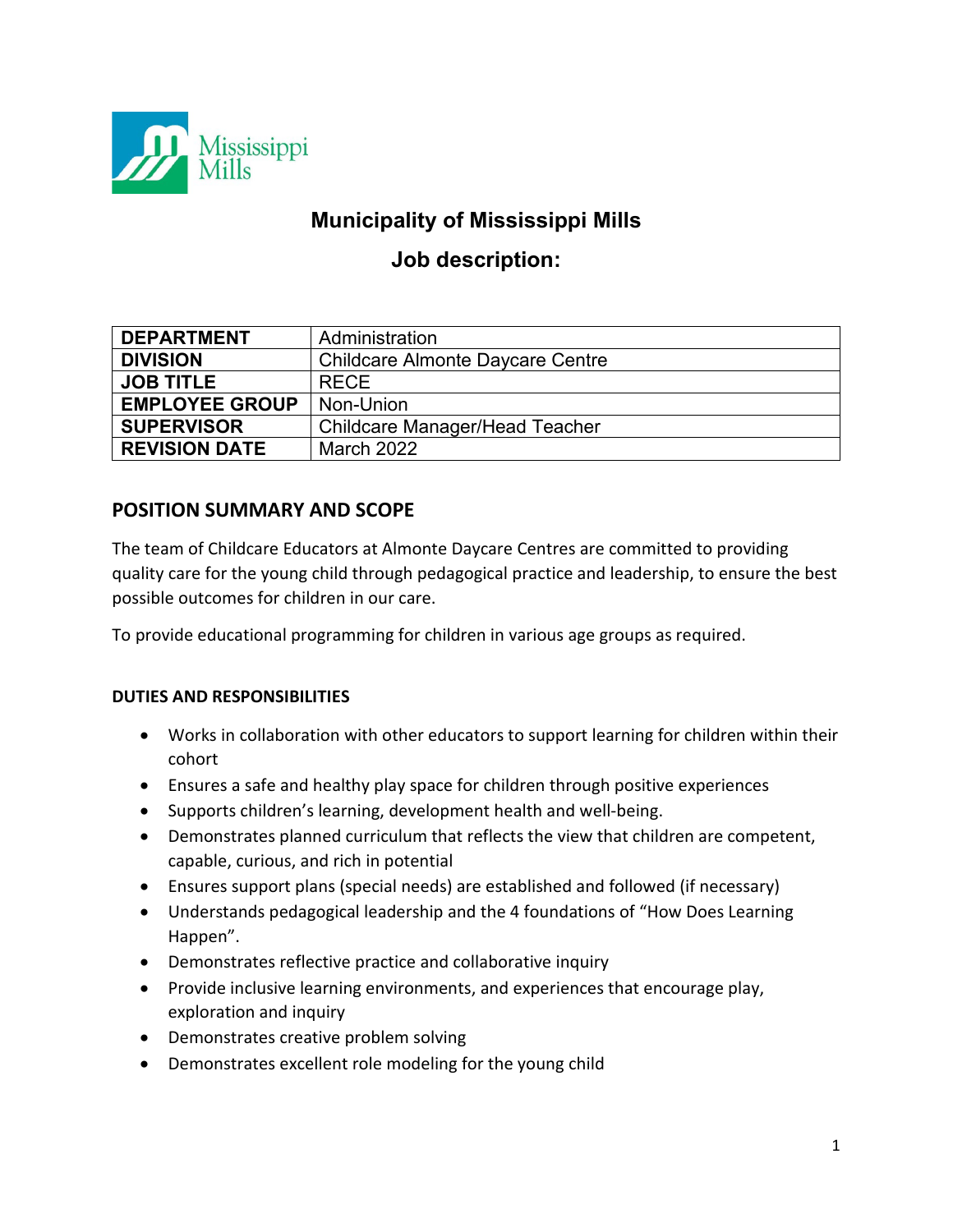# Municipality of Mississippi Mills

## Job description:

| DEPARTMENT | Administration |
|---|---|
| DIVISION | Childcare Almonte Daycare Centre |
| JOB TITLE | RECE |
| EMPLOYEE GROUP | Non-Union |
| SUPERVISOR | Childcare Manager/Head Teacher |
| REVISION DATE | March 2022 |

## POSITION SUMMARY AND SCOPE

The team of Childcare Educators at Almonte Daycare Centres are committed to providing quality care for the young child through pedagogical practice and leadership, to ensure the best possible outcomes for children in our care.

To provide educational programming for children in various age groups as required.

### DUTIES AND RESPONSIBILITIES

- Works in collaboration with other educators to support learning for children within their cohort
- Ensures a safe and healthy play space for children through positive experiences
- Supports children's learning, development health and well-being.
- Demonstrates planned curriculum that reflects the view that children are competent, capable, curious, and rich in potential
- Ensures support plans (special needs) are established and followed (if necessary)
- Understands pedagogical leadership and the 4 foundations of "How Does Learning Happen".
- Demonstrates reflective practice and collaborative inquiry
- Provide inclusive learning environments, and experiences that encourage play, exploration and inquiry
- Demonstrates creative problem solving
- Demonstrates excellent role modeling for the young child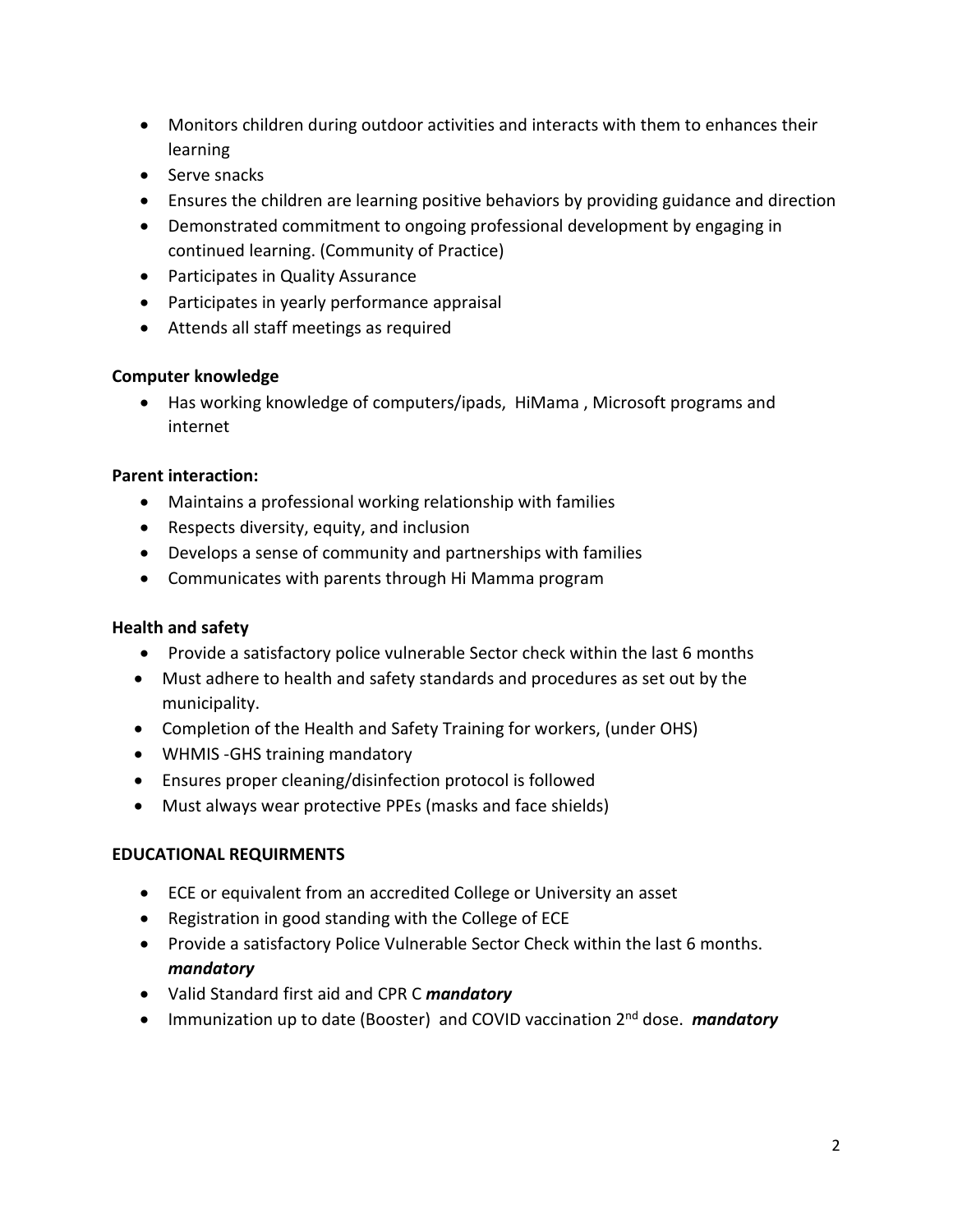- Monitors children during outdoor activities and interacts with them to enhances their learning
- Serve snacks
- Ensures the children are learning positive behaviors by providing guidance and direction
- Demonstrated commitment to ongoing professional development by engaging in continued learning. (Community of Practice)
- Participates in Quality Assurance
- Participates in yearly performance appraisal
- Attends all staff meetings as required

**Computer knowledge**

- Has working knowledge of computers/ipads, HiMama , Microsoft programs and internet

**Parent interaction:**

- Maintains a professional working relationship with families
- Respects diversity, equity, and inclusion
- Develops a sense of community and partnerships with families
- Communicates with parents through Hi Mamma program

**Health and safety**

- Provide a satisfactory police vulnerable Sector check within the last 6 months
- Must adhere to health and safety standards and procedures as set out by the municipality.
- Completion of the Health and Safety Training for workers, (under OHS)
- WHMIS -GHS training mandatory
- Ensures proper cleaning/disinfection protocol is followed
- Must always wear protective PPEs (masks and face shields)

**EDUCATIONAL REQUIRMENTS**

- ECE or equivalent from an accredited College or University an asset
- Registration in good standing with the College of ECE
- Provide a satisfactory Police Vulnerable Sector Check within the last 6 months. ***mandatory***
- Valid Standard first aid and CPR C ***mandatory***
- Immunization up to date (Booster) and COVID vaccination 2nd dose. ***mandatory***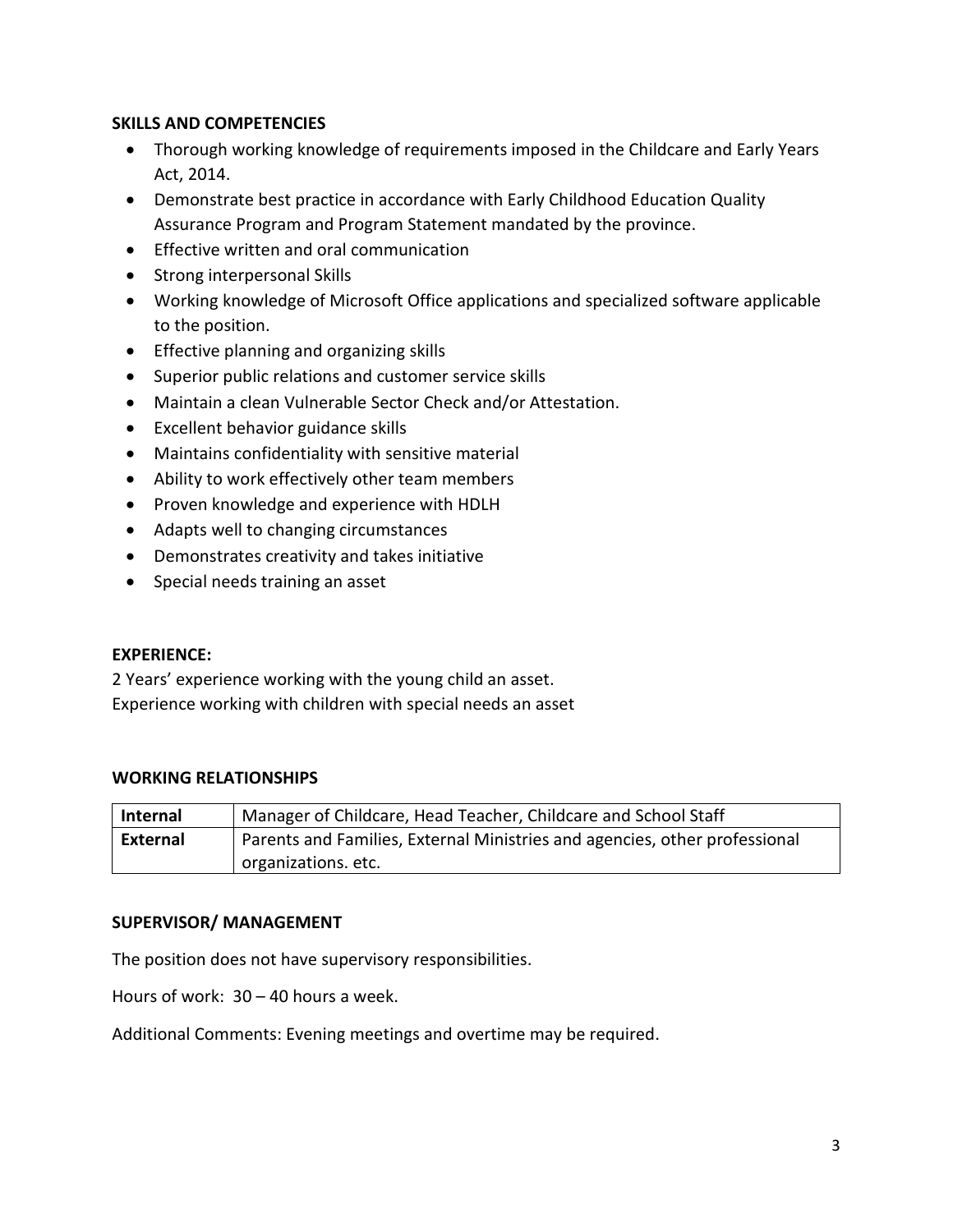**SKILLS AND COMPETENCIES**

- Thorough working knowledge of requirements imposed in the Childcare and Early Years Act, 2014.
- Demonstrate best practice in accordance with Early Childhood Education Quality Assurance Program and Program Statement mandated by the province.
- Effective written and oral communication
- Strong interpersonal Skills
- Working knowledge of Microsoft Office applications and specialized software applicable to the position.
- Effective planning and organizing skills
- Superior public relations and customer service skills
- Maintain a clean Vulnerable Sector Check and/or Attestation.
- Excellent behavior guidance skills
- Maintains confidentiality with sensitive material
- Ability to work effectively other team members
- Proven knowledge and experience with HDLH
- Adapts well to changing circumstances
- Demonstrates creativity and takes initiative
- Special needs training an asset

**EXPERIENCE:**

2 Years' experience working with the young child an asset.
Experience working with children with special needs an asset

**WORKING RELATIONSHIPS**

| | |
|---|---|
| **Internal** | Manager of Childcare, Head Teacher, Childcare and School Staff |
| **External** | Parents and Families, External Ministries and agencies, other professional organizations. etc. |

**SUPERVISOR/ MANAGEMENT**

The position does not have supervisory responsibilities.

Hours of work: 30 – 40 hours a week.

Additional Comments: Evening meetings and overtime may be required.